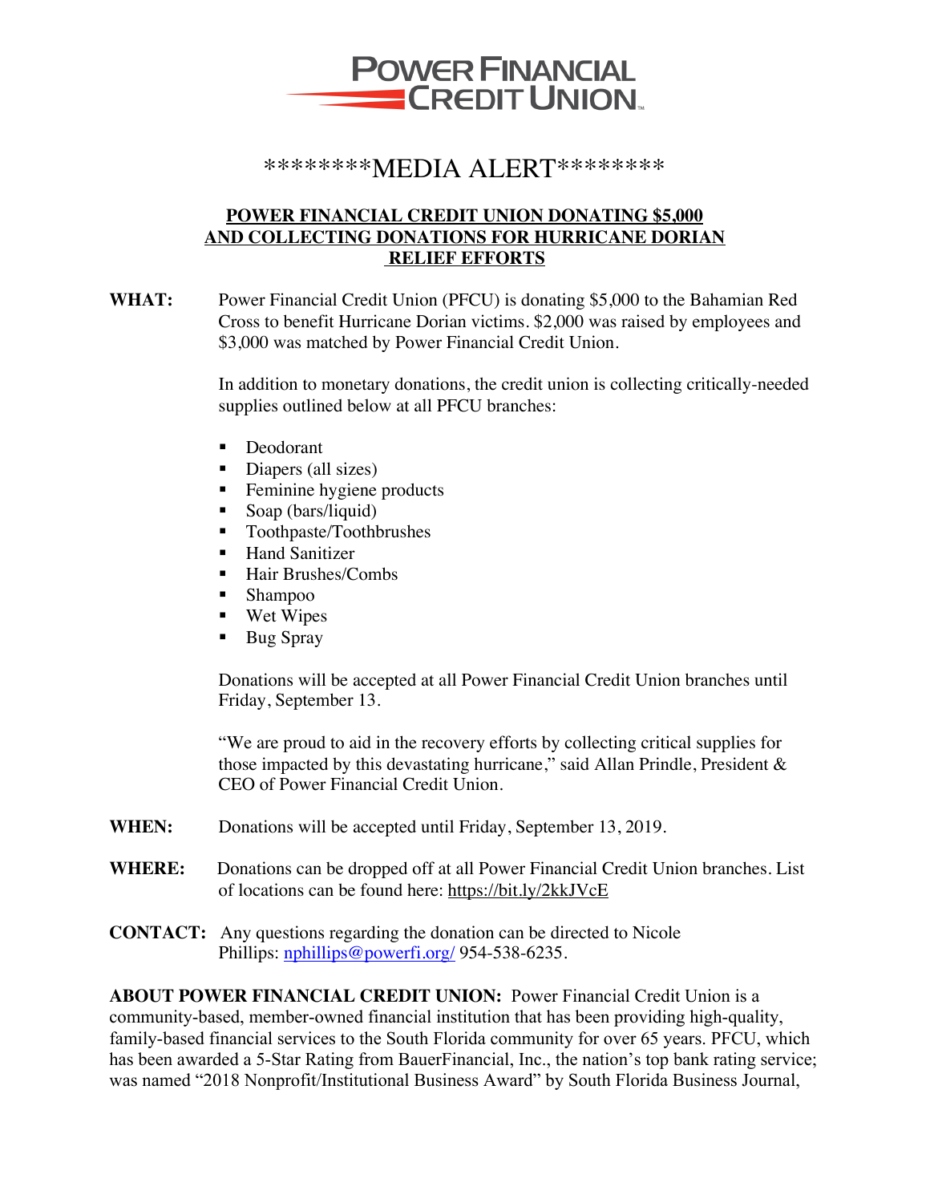POWER FINANCIAL CREDIT UNION

\*\*\*\*\*\*\*\*MEDIA ALERT\*\*\*\*\*\*\*\*

**POWER FINANCIAL CREDIT UNION DONATING $5,000 AND COLLECTING DONATIONS FOR HURRICANE DORIAN RELIEF EFFORTS**

**WHAT:** Power Financial Credit Union (PFCU) is donating $5,000 to the Bahamian Red Cross to benefit Hurricane Dorian victims. $2,000 was raised by employees and $3,000 was matched by Power Financial Credit Union.

In addition to monetary donations, the credit union is collecting critically-needed supplies outlined below at all PFCU branches:

- Deodorant
- Diapers (all sizes)
- Feminine hygiene products
- Soap (bars/liquid)
- Toothpaste/Toothbrushes
- Hand Sanitizer
- Hair Brushes/Combs
- Shampoo
- Wet Wipes
- Bug Spray

Donations will be accepted at all Power Financial Credit Union branches until Friday, September 13.

"We are proud to aid in the recovery efforts by collecting critical supplies for those impacted by this devastating hurricane," said Allan Prindle, President & CEO of Power Financial Credit Union.

**WHEN:** Donations will be accepted until Friday, September 13, 2019.

**WHERE:** Donations can be dropped off at all Power Financial Credit Union branches. List of locations can be found here: https://bit.ly/2kkJVcE

**CONTACT:** Any questions regarding the donation can be directed to Nicole Phillips: nphillips@powerfi.org/ 954-538-6235.

**ABOUT POWER FINANCIAL CREDIT UNION:** Power Financial Credit Union is a community-based, member-owned financial institution that has been providing high-quality, family-based financial services to the South Florida community for over 65 years. PFCU, which has been awarded a 5-Star Rating from BauerFinancial, Inc., the nation's top bank rating service; was named "2018 Nonprofit/Institutional Business Award" by South Florida Business Journal,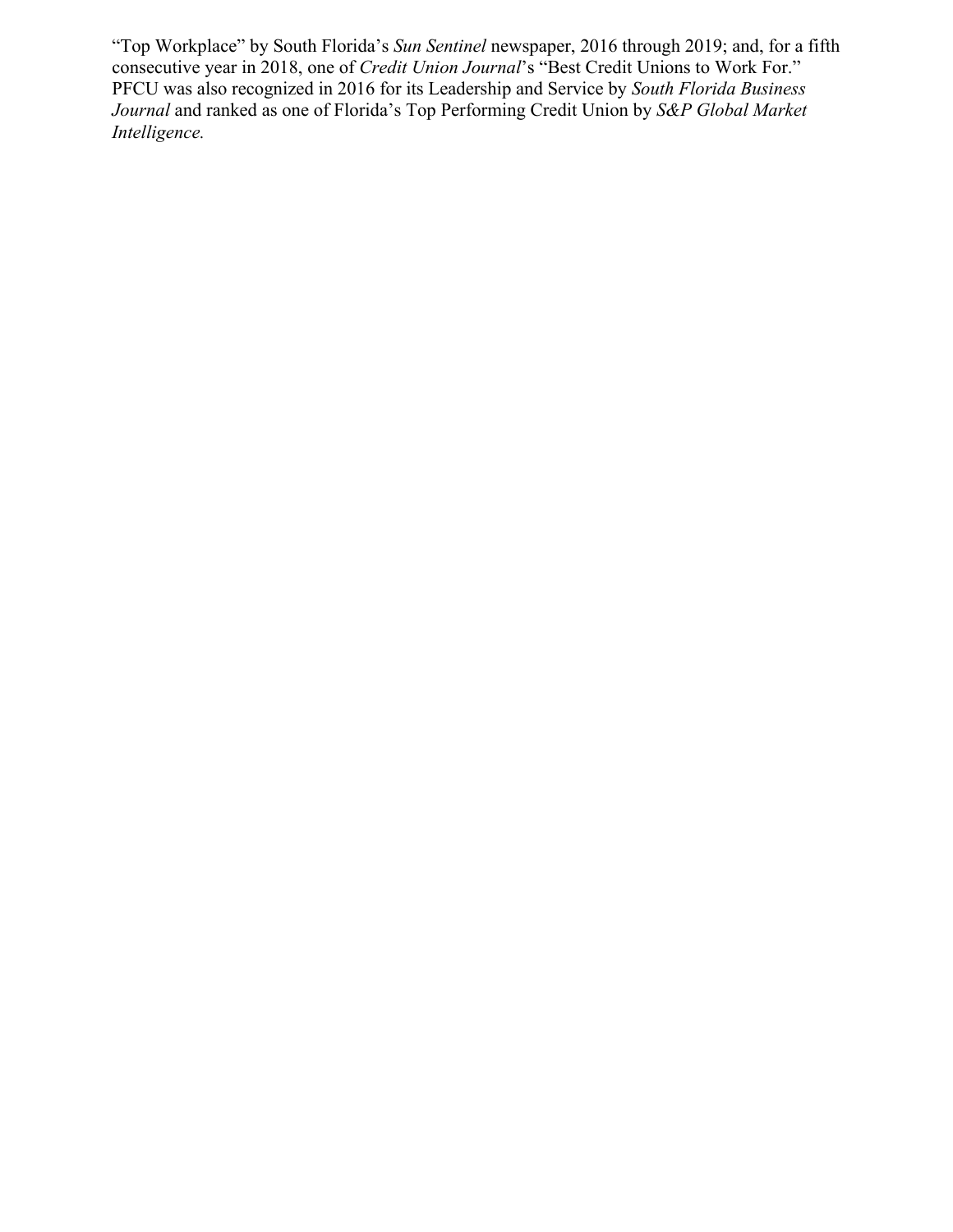"Top Workplace" by South Florida's *Sun Sentinel* newspaper, 2016 through 2019; and, for a fifth consecutive year in 2018, one of *Credit Union Journal*'s "Best Credit Unions to Work For." PFCU was also recognized in 2016 for its Leadership and Service by *South Florida Business Journal* and ranked as one of Florida's Top Performing Credit Union by *S&P Global Market Intelligence.*